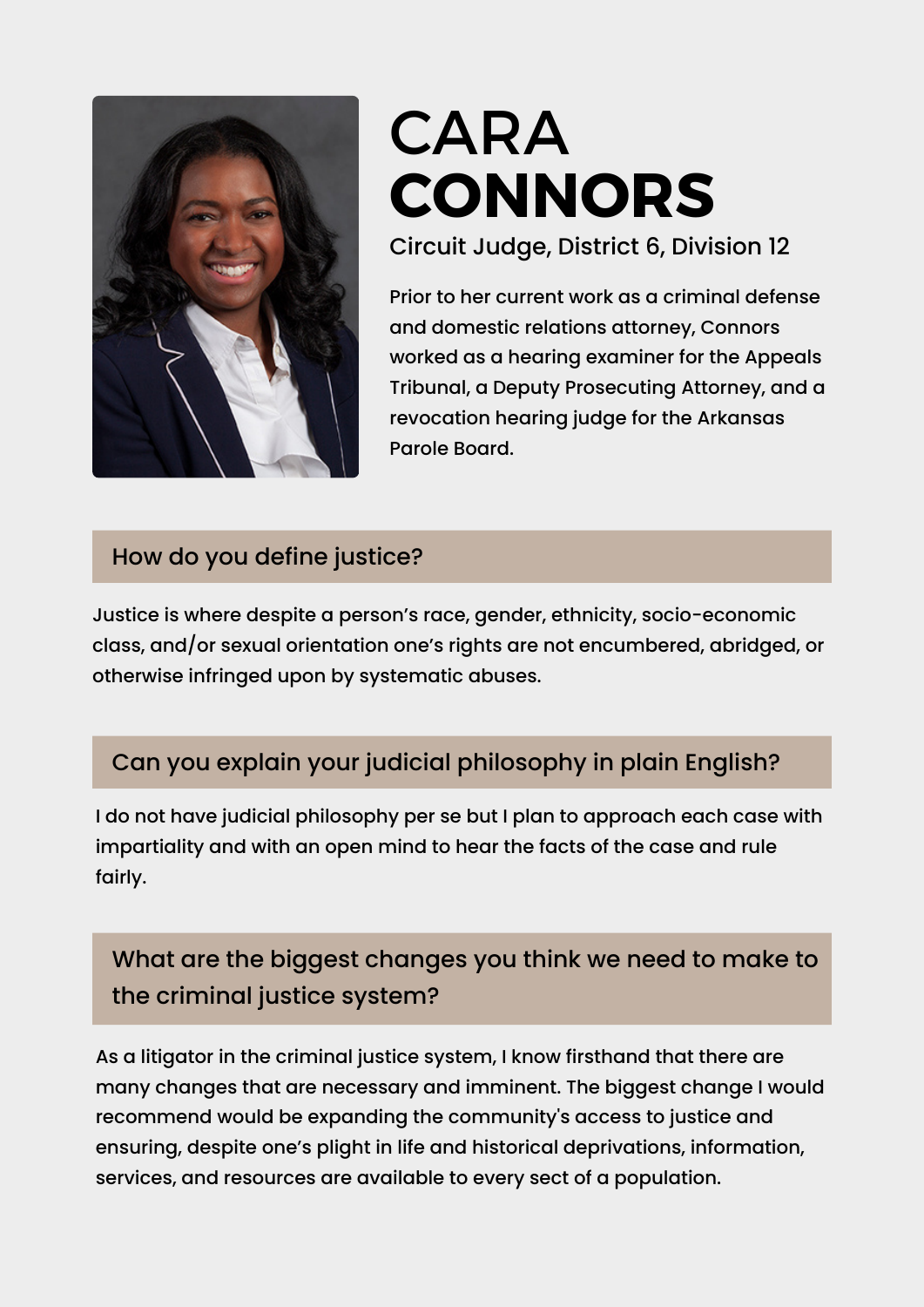# CARA CONNORS

Circuit Judge, District 6, Division 12

Prior to her current work as a criminal defense and domestic relations attorney, Connors worked as a hearing examiner for the Appeals Tribunal, a Deputy Prosecuting Attorney, and a revocation hearing judge for the Arkansas Parole Board.

## How do you define justice?

Justice is where despite a person's race, gender, ethnicity, socio-economic class, and/or sexual orientation one's rights are not encumbered, abridged, or otherwise infringed upon by systematic abuses.

## Can you explain your judicial philosophy in plain English?

I do not have judicial philosophy per se but I plan to approach each case with impartiality and with an open mind to hear the facts of the case and rule fairly.

## What are the biggest changes you think we need to make to the criminal justice system?

As a litigator in the criminal justice system, I know firsthand that there are many changes that are necessary and imminent. The biggest change I would recommend would be expanding the community's access to justice and ensuring, despite one's plight in life and historical deprivations, information, services, and resources are available to every sect of a population.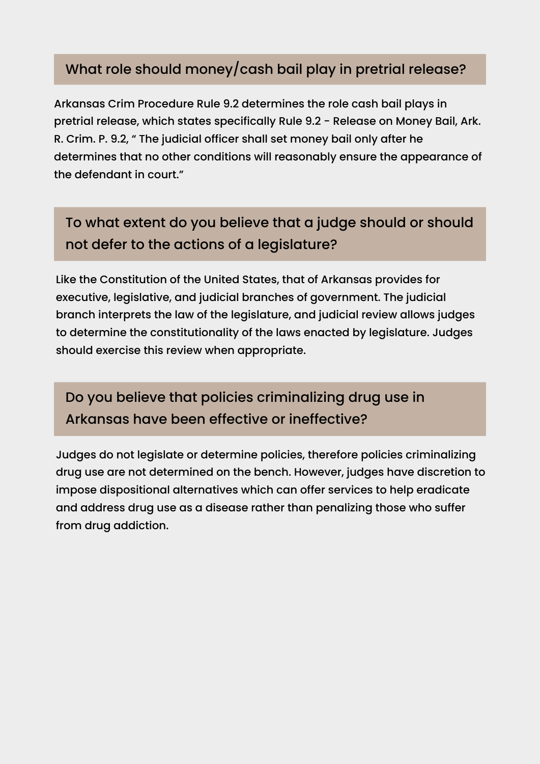## What role should money/cash bail play in pretrial release?

Arkansas Crim Procedure Rule 9.2 determines the role cash bail plays in pretrial release, which states specifically Rule 9.2 - Release on Money Bail, Ark. R. Crim. P. 9.2, " The judicial officer shall set money bail only after he determines that no other conditions will reasonably ensure the appearance of the defendant in court."

## To what extent do you believe that a judge should or should not defer to the actions of a legislature?

Like the Constitution of the United States, that of Arkansas provides for executive, legislative, and judicial branches of government. The judicial branch interprets the law of the legislature, and judicial review allows judges to determine the constitutionality of the laws enacted by legislature. Judges should exercise this review when appropriate.

## Do you believe that policies criminalizing drug use in Arkansas have been effective or ineffective?

Judges do not legislate or determine policies, therefore policies criminalizing drug use are not determined on the bench. However, judges have discretion to impose dispositional alternatives which can offer services to help eradicate and address drug use as a disease rather than penalizing those who suffer from drug addiction.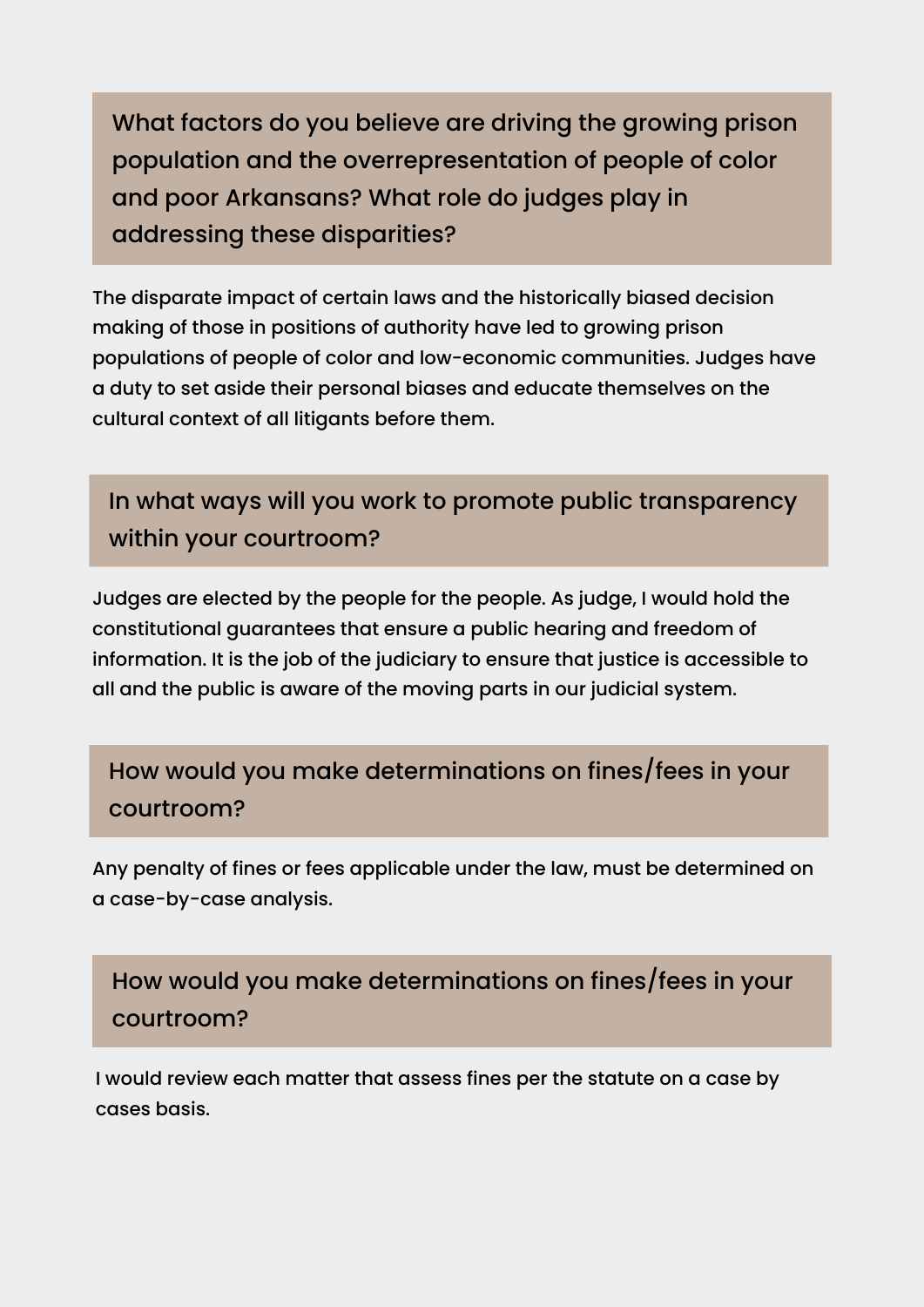## What factors do you believe are driving the growing prison population and the overrepresentation of people of color and poor Arkansans? What role do judges play in addressing these disparities?

The disparate impact of certain laws and the historically biased decision making of those in positions of authority have led to growing prison populations of people of color and low-economic communities. Judges have a duty to set aside their personal biases and educate themselves on the cultural context of all litigants before them.

## In what ways will you work to promote public transparency within your courtroom?

Judges are elected by the people for the people. As judge, I would hold the constitutional guarantees that ensure a public hearing and freedom of information. It is the job of the judiciary to ensure that justice is accessible to all and the public is aware of the moving parts in our judicial system.

## How would you make determinations on fines/fees in your courtroom?

Any penalty of fines or fees applicable under the law, must be determined on a case-by-case analysis.

## How would you make determinations on fines/fees in your courtroom?

I would review each matter that assess fines per the statute on a case by cases basis.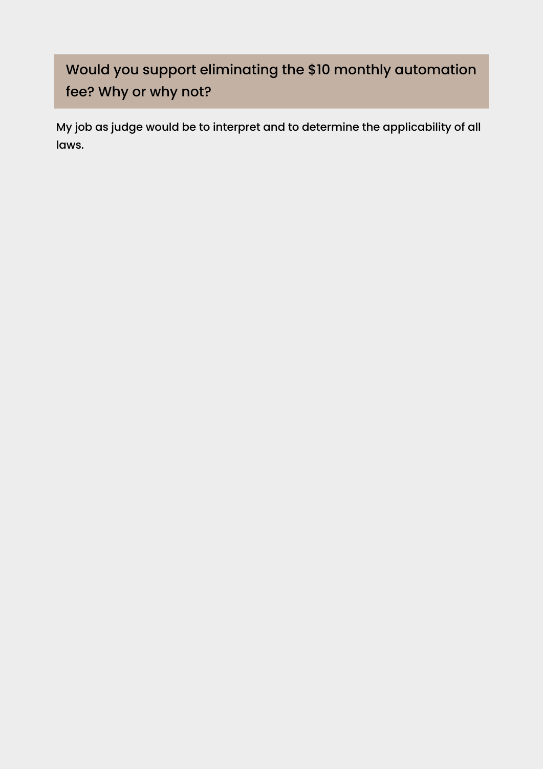## Would you support eliminating the $10 monthly automation fee? Why or why not?

My job as judge would be to interpret and to determine the applicability of all laws.